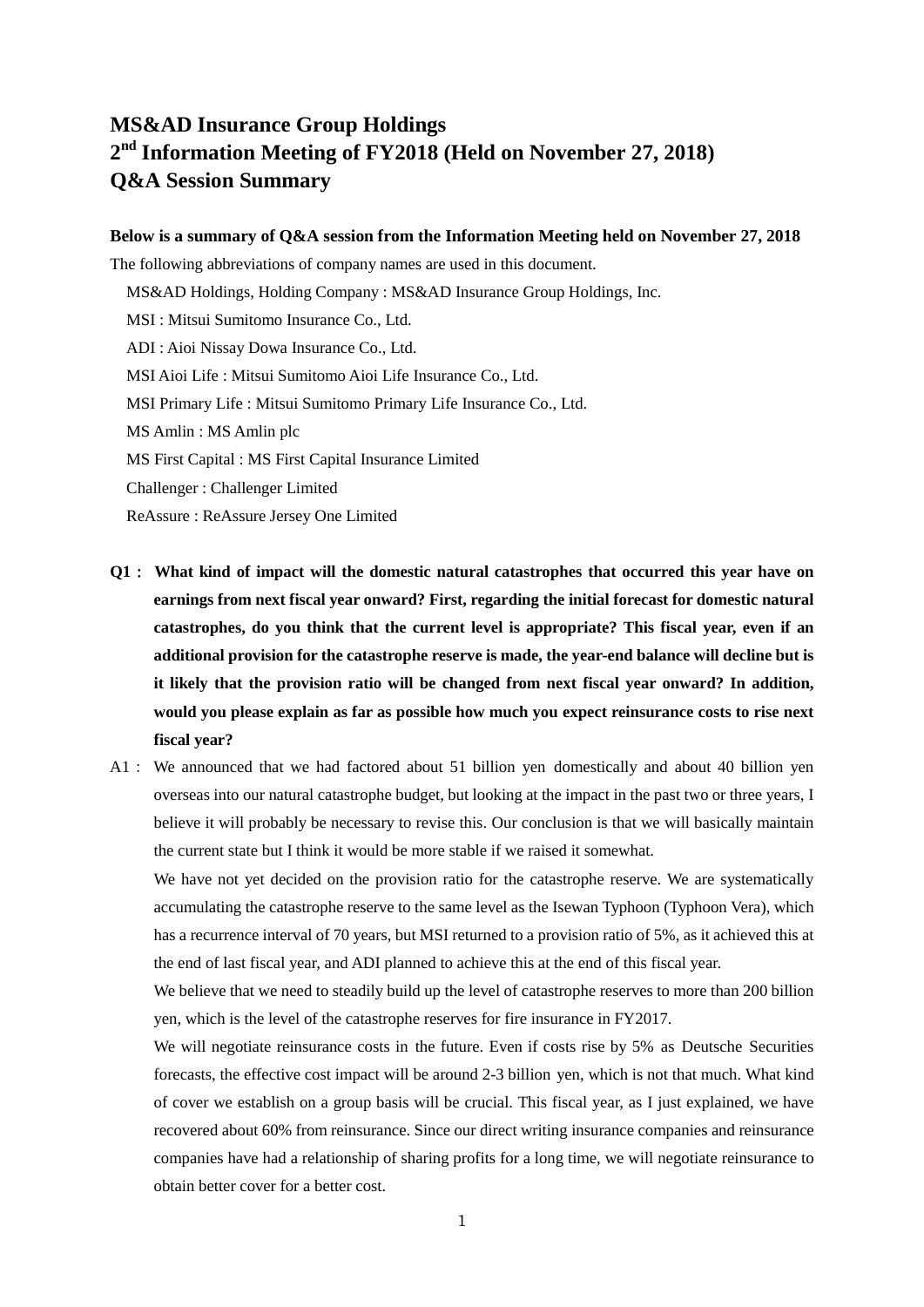# MS&AD Insurance Group Holdings
# 2nd Information Meeting of FY2018 (Held on November 27, 2018)
# Q&A Session Summary

**Below is a summary of Q&A session from the Information Meeting held on November 27, 2018**

The following abbreviations of company names are used in this document.

MS&AD Holdings, Holding Company : MS&AD Insurance Group Holdings, Inc.
MSI : Mitsui Sumitomo Insurance Co., Ltd.
ADI : Aioi Nissay Dowa Insurance Co., Ltd.
MSI Aioi Life : Mitsui Sumitomo Aioi Life Insurance Co., Ltd.
MSI Primary Life : Mitsui Sumitomo Primary Life Insurance Co., Ltd.
MS Amlin : MS Amlin plc
MS First Capital : MS First Capital Insurance Limited
Challenger : Challenger Limited
ReAssure : ReAssure Jersey One Limited

**Q1 : What kind of impact will the domestic natural catastrophes that occurred this year have on earnings from next fiscal year onward? First, regarding the initial forecast for domestic natural catastrophes, do you think that the current level is appropriate? This fiscal year, even if an additional provision for the catastrophe reserve is made, the year-end balance will decline but is it likely that the provision ratio will be changed from next fiscal year onward? In addition, would you please explain as far as possible how much you expect reinsurance costs to rise next fiscal year?**

A1 : We announced that we had factored about 51 billion yen domestically and about 40 billion yen overseas into our natural catastrophe budget, but looking at the impact in the past two or three years, I believe it will probably be necessary to revise this. Our conclusion is that we will basically maintain the current state but I think it would be more stable if we raised it somewhat.

We have not yet decided on the provision ratio for the catastrophe reserve. We are systematically accumulating the catastrophe reserve to the same level as the Isewan Typhoon (Typhoon Vera), which has a recurrence interval of 70 years, but MSI returned to a provision ratio of 5%, as it achieved this at the end of last fiscal year, and ADI planned to achieve this at the end of this fiscal year.

We believe that we need to steadily build up the level of catastrophe reserves to more than 200 billion yen, which is the level of the catastrophe reserves for fire insurance in FY2017.

We will negotiate reinsurance costs in the future. Even if costs rise by 5% as Deutsche Securities forecasts, the effective cost impact will be around 2-3 billion yen, which is not that much. What kind of cover we establish on a group basis will be crucial. This fiscal year, as I just explained, we have recovered about 60% from reinsurance. Since our direct writing insurance companies and reinsurance companies have had a relationship of sharing profits for a long time, we will negotiate reinsurance to obtain better cover for a better cost.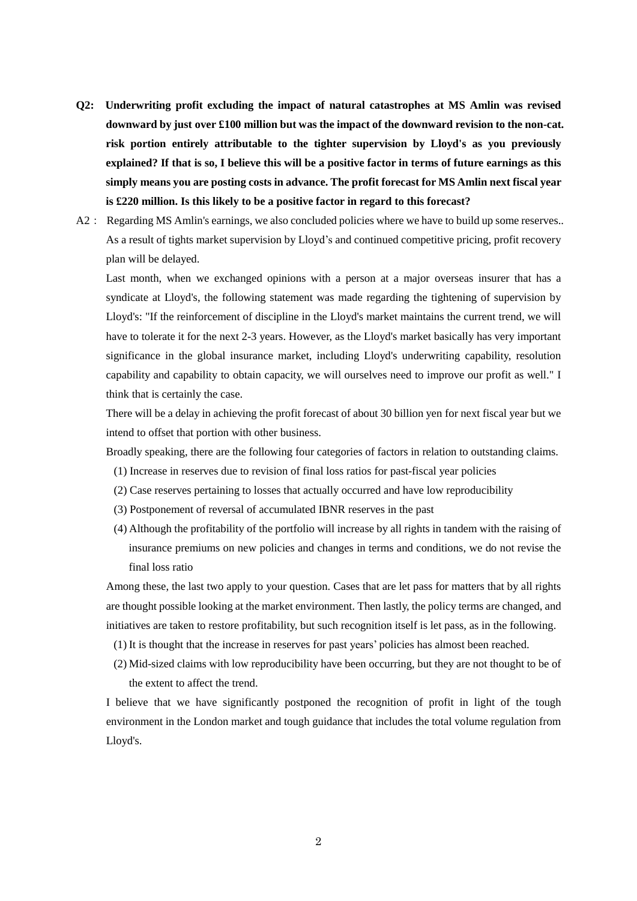**Q2: Underwriting profit excluding the impact of natural catastrophes at MS Amlin was revised downward by just over £100 million but was the impact of the downward revision to the non-cat. risk portion entirely attributable to the tighter supervision by Lloyd's as you previously explained? If that is so, I believe this will be a positive factor in terms of future earnings as this simply means you are posting costs in advance. The profit forecast for MS Amlin next fiscal year is £220 million. Is this likely to be a positive factor in regard to this forecast?**

A2 : Regarding MS Amlin's earnings, we also concluded policies where we have to build up some reserves.. As a result of tights market supervision by Lloyd's and continued competitive pricing, profit recovery plan will be delayed.

Last month, when we exchanged opinions with a person at a major overseas insurer that has a syndicate at Lloyd's, the following statement was made regarding the tightening of supervision by Lloyd's: "If the reinforcement of discipline in the Lloyd's market maintains the current trend, we will have to tolerate it for the next 2-3 years. However, as the Lloyd's market basically has very important significance in the global insurance market, including Lloyd's underwriting capability, resolution capability and capability to obtain capacity, we will ourselves need to improve our profit as well." I think that is certainly the case.

There will be a delay in achieving the profit forecast of about 30 billion yen for next fiscal year but we intend to offset that portion with other business.

Broadly speaking, there are the following four categories of factors in relation to outstanding claims.

(1) Increase in reserves due to revision of final loss ratios for past-fiscal year policies
(2) Case reserves pertaining to losses that actually occurred and have low reproducibility
(3) Postponement of reversal of accumulated IBNR reserves in the past
(4) Although the profitability of the portfolio will increase by all rights in tandem with the raising of insurance premiums on new policies and changes in terms and conditions, we do not revise the final loss ratio

Among these, the last two apply to your question. Cases that are let pass for matters that by all rights are thought possible looking at the market environment. Then lastly, the policy terms are changed, and initiatives are taken to restore profitability, but such recognition itself is let pass, as in the following.

(1) It is thought that the increase in reserves for past years' policies has almost been reached.
(2) Mid-sized claims with low reproducibility have been occurring, but they are not thought to be of the extent to affect the trend.

I believe that we have significantly postponed the recognition of profit in light of the tough environment in the London market and tough guidance that includes the total volume regulation from Lloyd's.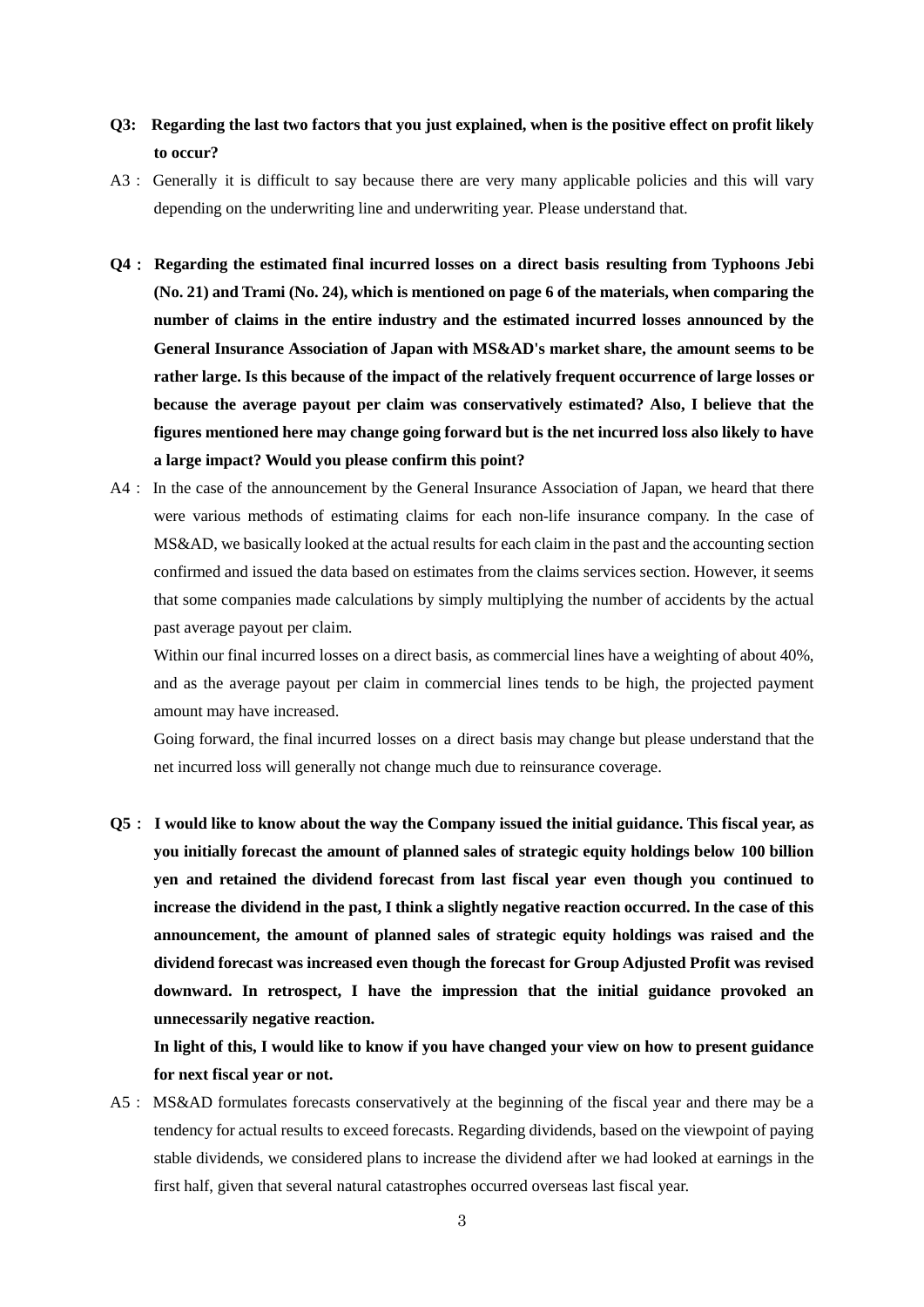**Q3: Regarding the last two factors that you just explained, when is the positive effect on profit likely to occur?**

A3 : Generally it is difficult to say because there are very many applicable policies and this will vary depending on the underwriting line and underwriting year. Please understand that.

**Q4 : Regarding the estimated final incurred losses on a direct basis resulting from Typhoons Jebi (No. 21) and Trami (No. 24), which is mentioned on page 6 of the materials, when comparing the number of claims in the entire industry and the estimated incurred losses announced by the General Insurance Association of Japan with MS&AD's market share, the amount seems to be rather large. Is this because of the impact of the relatively frequent occurrence of large losses or because the average payout per claim was conservatively estimated? Also, I believe that the figures mentioned here may change going forward but is the net incurred loss also likely to have a large impact? Would you please confirm this point?**

A4 : In the case of the announcement by the General Insurance Association of Japan, we heard that there were various methods of estimating claims for each non-life insurance company. In the case of MS&AD, we basically looked at the actual results for each claim in the past and the accounting section confirmed and issued the data based on estimates from the claims services section. However, it seems that some companies made calculations by simply multiplying the number of accidents by the actual past average payout per claim.

Within our final incurred losses on a direct basis, as commercial lines have a weighting of about 40%, and as the average payout per claim in commercial lines tends to be high, the projected payment amount may have increased.

Going forward, the final incurred losses on a direct basis may change but please understand that the net incurred loss will generally not change much due to reinsurance coverage.

**Q5 : I would like to know about the way the Company issued the initial guidance. This fiscal year, as you initially forecast the amount of planned sales of strategic equity holdings below 100 billion yen and retained the dividend forecast from last fiscal year even though you continued to increase the dividend in the past, I think a slightly negative reaction occurred. In the case of this announcement, the amount of planned sales of strategic equity holdings was raised and the dividend forecast was increased even though the forecast for Group Adjusted Profit was revised downward. In retrospect, I have the impression that the initial guidance provoked an unnecessarily negative reaction.**

**In light of this, I would like to know if you have changed your view on how to present guidance for next fiscal year or not.**

A5 : MS&AD formulates forecasts conservatively at the beginning of the fiscal year and there may be a tendency for actual results to exceed forecasts. Regarding dividends, based on the viewpoint of paying stable dividends, we considered plans to increase the dividend after we had looked at earnings in the first half, given that several natural catastrophes occurred overseas last fiscal year.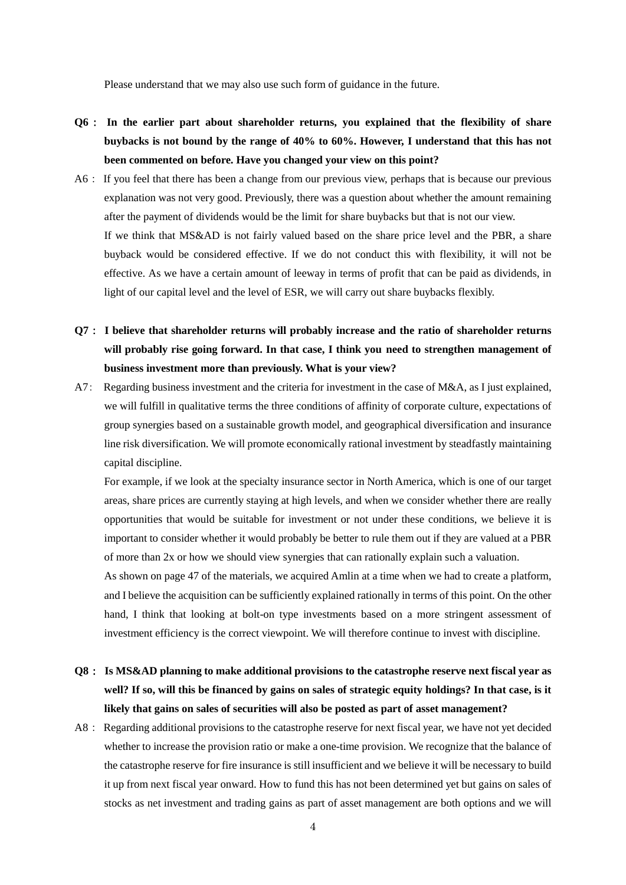Please understand that we may also use such form of guidance in the future.

**Q6： In the earlier part about shareholder returns, you explained that the flexibility of share buybacks is not bound by the range of 40% to 60%. However, I understand that this has not been commented on before. Have you changed your view on this point?**

A6： If you feel that there has been a change from our previous view, perhaps that is because our previous explanation was not very good. Previously, there was a question about whether the amount remaining after the payment of dividends would be the limit for share buybacks but that is not our view.

If we think that MS&AD is not fairly valued based on the share price level and the PBR, a share buyback would be considered effective. If we do not conduct this with flexibility, it will not be effective. As we have a certain amount of leeway in terms of profit that can be paid as dividends, in light of our capital level and the level of ESR, we will carry out share buybacks flexibly.

**Q7： I believe that shareholder returns will probably increase and the ratio of shareholder returns will probably rise going forward. In that case, I think you need to strengthen management of business investment more than previously. What is your view?**

A7： Regarding business investment and the criteria for investment in the case of M&A, as I just explained, we will fulfill in qualitative terms the three conditions of affinity of corporate culture, expectations of group synergies based on a sustainable growth model, and geographical diversification and insurance line risk diversification. We will promote economically rational investment by steadfastly maintaining capital discipline.

For example, if we look at the specialty insurance sector in North America, which is one of our target areas, share prices are currently staying at high levels, and when we consider whether there are really opportunities that would be suitable for investment or not under these conditions, we believe it is important to consider whether it would probably be better to rule them out if they are valued at a PBR of more than 2x or how we should view synergies that can rationally explain such a valuation.

As shown on page 47 of the materials, we acquired Amlin at a time when we had to create a platform, and I believe the acquisition can be sufficiently explained rationally in terms of this point. On the other hand, I think that looking at bolt-on type investments based on a more stringent assessment of investment efficiency is the correct viewpoint. We will therefore continue to invest with discipline.

**Q8： Is MS&AD planning to make additional provisions to the catastrophe reserve next fiscal year as well? If so, will this be financed by gains on sales of strategic equity holdings? In that case, is it likely that gains on sales of securities will also be posted as part of asset management?**

A8： Regarding additional provisions to the catastrophe reserve for next fiscal year, we have not yet decided whether to increase the provision ratio or make a one-time provision. We recognize that the balance of the catastrophe reserve for fire insurance is still insufficient and we believe it will be necessary to build it up from next fiscal year onward. How to fund this has not been determined yet but gains on sales of stocks as net investment and trading gains as part of asset management are both options and we will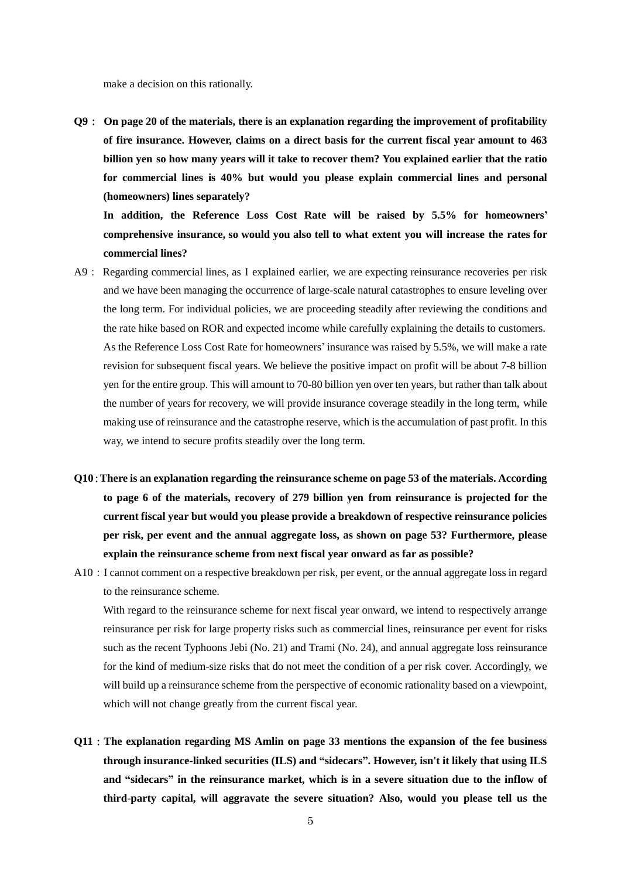make a decision on this rationally.

**Q9： On page 20 of the materials, there is an explanation regarding the improvement of profitability of fire insurance. However, claims on a direct basis for the current fiscal year amount to 463 billion yen so how many years will it take to recover them? You explained earlier that the ratio for commercial lines is 40% but would you please explain commercial lines and personal (homeowners) lines separately?**

**In addition, the Reference Loss Cost Rate will be raised by 5.5% for homeowners' comprehensive insurance, so would you also tell to what extent you will increase the rates for commercial lines?**

A9： Regarding commercial lines, as I explained earlier, we are expecting reinsurance recoveries per risk and we have been managing the occurrence of large-scale natural catastrophes to ensure leveling over the long term. For individual policies, we are proceeding steadily after reviewing the conditions and the rate hike based on ROR and expected income while carefully explaining the details to customers.

As the Reference Loss Cost Rate for homeowners' insurance was raised by 5.5%, we will make a rate revision for subsequent fiscal years. We believe the positive impact on profit will be about 7-8 billion yen for the entire group. This will amount to 70-80 billion yen over ten years, but rather than talk about the number of years for recovery, we will provide insurance coverage steadily in the long term, while making use of reinsurance and the catastrophe reserve, which is the accumulation of past profit. In this way, we intend to secure profits steadily over the long term.

**Q10：There is an explanation regarding the reinsurance scheme on page 53 of the materials. According to page 6 of the materials, recovery of 279 billion yen from reinsurance is projected for the current fiscal year but would you please provide a breakdown of respective reinsurance policies per risk, per event and the annual aggregate loss, as shown on page 53? Furthermore, please explain the reinsurance scheme from next fiscal year onward as far as possible?**

A10：I cannot comment on a respective breakdown per risk, per event, or the annual aggregate loss in regard to the reinsurance scheme.

With regard to the reinsurance scheme for next fiscal year onward, we intend to respectively arrange reinsurance per risk for large property risks such as commercial lines, reinsurance per event for risks such as the recent Typhoons Jebi (No. 21) and Trami (No. 24), and annual aggregate loss reinsurance for the kind of medium-size risks that do not meet the condition of a per risk cover. Accordingly, we will build up a reinsurance scheme from the perspective of economic rationality based on a viewpoint, which will not change greatly from the current fiscal year.

**Q11：The explanation regarding MS Amlin on page 33 mentions the expansion of the fee business through insurance-linked securities (ILS) and "sidecars". However, isn't it likely that using ILS and "sidecars" in the reinsurance market, which is in a severe situation due to the inflow of third-party capital, will aggravate the severe situation? Also, would you please tell us the**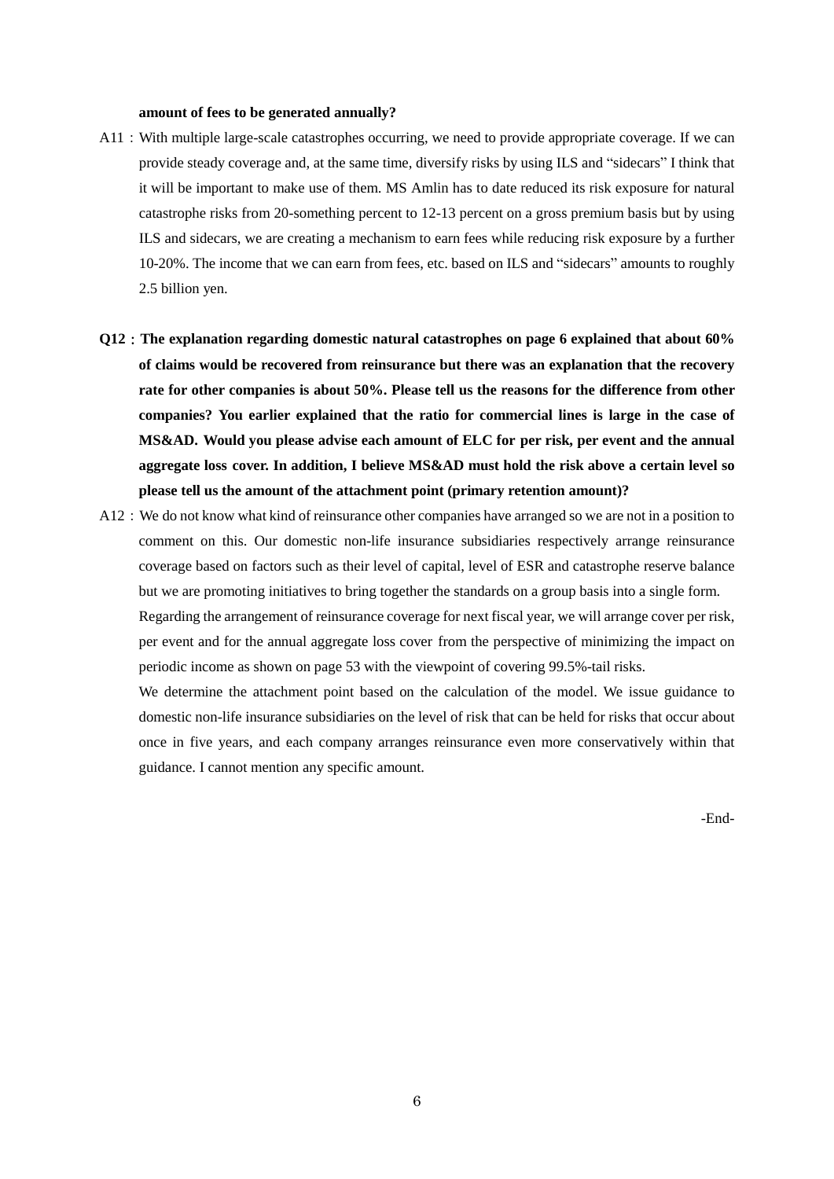**amount of fees to be generated annually?**

A11：With multiple large-scale catastrophes occurring, we need to provide appropriate coverage. If we can provide steady coverage and, at the same time, diversify risks by using ILS and "sidecars" I think that it will be important to make use of them. MS Amlin has to date reduced its risk exposure for natural catastrophe risks from 20-something percent to 12-13 percent on a gross premium basis but by using ILS and sidecars, we are creating a mechanism to earn fees while reducing risk exposure by a further 10-20%. The income that we can earn from fees, etc. based on ILS and "sidecars" amounts to roughly 2.5 billion yen.

**Q12：The explanation regarding domestic natural catastrophes on page 6 explained that about 60% of claims would be recovered from reinsurance but there was an explanation that the recovery rate for other companies is about 50%. Please tell us the reasons for the difference from other companies? You earlier explained that the ratio for commercial lines is large in the case of MS&AD. Would you please advise each amount of ELC for per risk, per event and the annual aggregate loss cover. In addition, I believe MS&AD must hold the risk above a certain level so please tell us the amount of the attachment point (primary retention amount)?**

A12：We do not know what kind of reinsurance other companies have arranged so we are not in a position to comment on this. Our domestic non-life insurance subsidiaries respectively arrange reinsurance coverage based on factors such as their level of capital, level of ESR and catastrophe reserve balance but we are promoting initiatives to bring together the standards on a group basis into a single form.

Regarding the arrangement of reinsurance coverage for next fiscal year, we will arrange cover per risk, per event and for the annual aggregate loss cover from the perspective of minimizing the impact on periodic income as shown on page 53 with the viewpoint of covering 99.5%-tail risks.

We determine the attachment point based on the calculation of the model. We issue guidance to domestic non-life insurance subsidiaries on the level of risk that can be held for risks that occur about once in five years, and each company arranges reinsurance even more conservatively within that guidance. I cannot mention any specific amount.

-End-